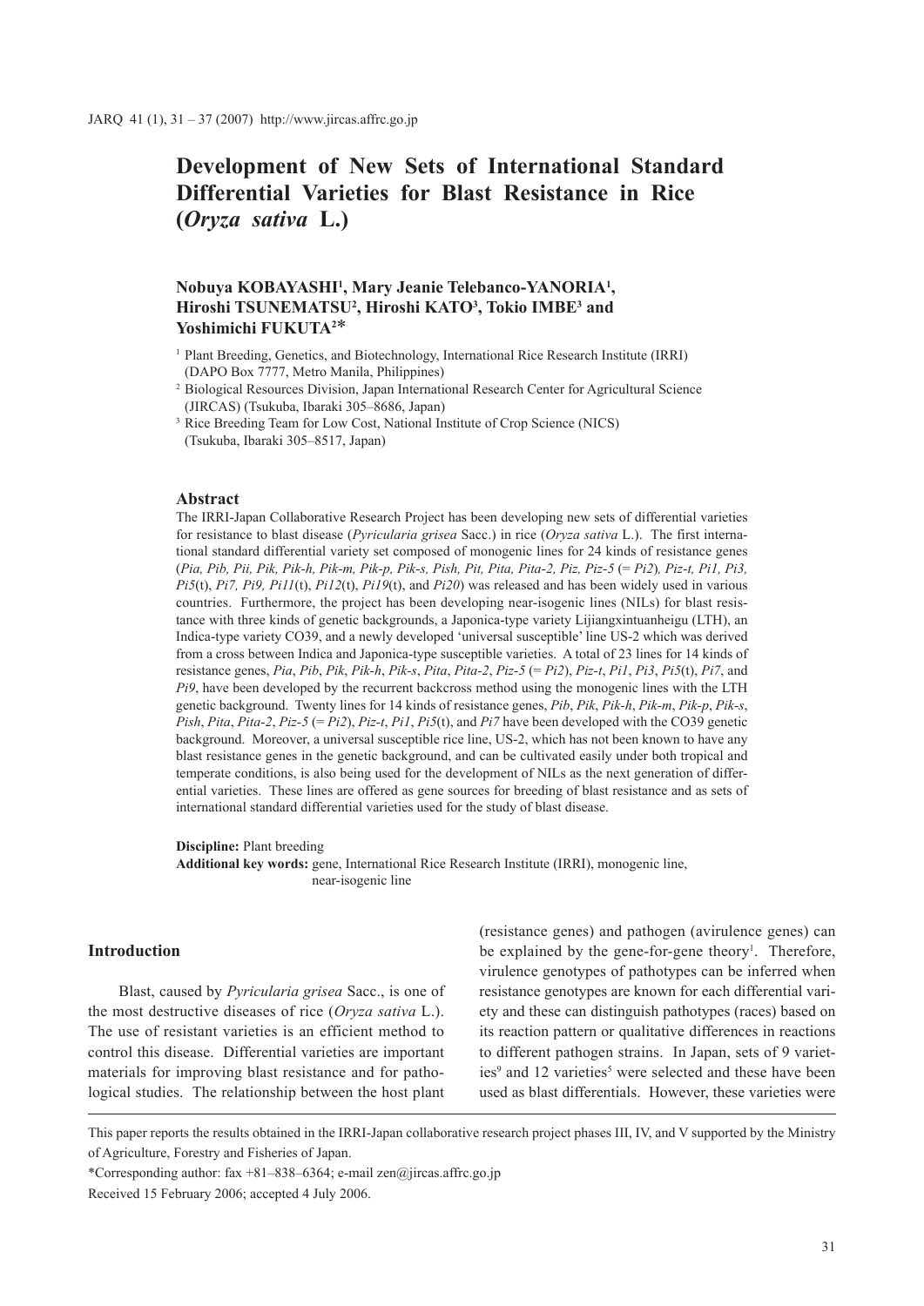# Development of New Sets of International Standard Differential Varieties for Blast Resistance in Rice (*Oryza sativa* L.)

**Nobuya KOBAYASHI[1], Mary Jeanie Telebanco-YANORIA[1], Hiroshi TSUNEMATSU[2], Hiroshi KATO[3], Tokio IMBE[3] and Yoshimichi FUKUTA[2]***

[1] Plant Breeding, Genetics, and Biotechnology, International Rice Research Institute (IRRI) (DAPO Box 7777, Metro Manila, Philippines)

[2] Biological Resources Division, Japan International Research Center for Agricultural Science (JIRCAS) (Tsukuba, Ibaraki 305–8686, Japan)

[3] Rice Breeding Team for Low Cost, National Institute of Crop Science (NICS) (Tsukuba, Ibaraki 305–8517, Japan)

## Abstract

The IRRI-Japan Collaborative Research Project has been developing new sets of differential varieties for resistance to blast disease (*Pyricularia grisea* Sacc.) in rice (*Oryza sativa* L.). The first international standard differential variety set composed of monogenic lines for 24 kinds of resistance genes (*Pia, Pib, Pii, Pik, Pik-h, Pik-m, Pik-p, Pik-s, Pish, Pit, Pita, Pita-2, Piz, Piz-5* (= *Pi2*)*, Piz-t, Pi1, Pi3, Pi5*(t), *Pi7, Pi9, Pi11*(t), *Pi12*(t), *Pi19*(t), and *Pi20*) was released and has been widely used in various countries. Furthermore, the project has been developing near-isogenic lines (NILs) for blast resistance with three kinds of genetic backgrounds, a Japonica-type variety Lijiangxintuanheigu (LTH), an Indica-type variety CO39, and a newly developed 'universal susceptible' line US-2 which was derived from a cross between Indica and Japonica-type susceptible varieties. A total of 23 lines for 14 kinds of resistance genes, *Pia*, *Pib*, *Pik*, *Pik-h*, *Pik-s*, *Pita*, *Pita-2*, *Piz-5* (= *Pi2*), *Piz-t*, *Pi1*, *Pi3*, *Pi5*(t), *Pi7*, and *Pi9*, have been developed by the recurrent backcross method using the monogenic lines with the LTH genetic background. Twenty lines for 14 kinds of resistance genes, *Pib*, *Pik*, *Pik-h*, *Pik-m*, *Pik-p*, *Pik-s*, *Pish*, *Pita*, *Pita-2*, *Piz-5* (= *Pi2*), *Piz-t*, *Pi1*, *Pi5*(t), and *Pi7* have been developed with the CO39 genetic background. Moreover, a universal susceptible rice line, US-2, which has not been known to have any blast resistance genes in the genetic background, and can be cultivated easily under both tropical and temperate conditions, is also being used for the development of NILs as the next generation of differential varieties. These lines are offered as gene sources for breeding of blast resistance and as sets of international standard differential varieties used for the study of blast disease.

**Discipline:** Plant breeding

**Additional key words:** gene, International Rice Research Institute (IRRI), monogenic line, near-isogenic line

## Introduction

Blast, caused by *Pyricularia grisea* Sacc., is one of the most destructive diseases of rice (*Oryza sativa* L.). The use of resistant varieties is an efficient method to control this disease. Differential varieties are important materials for improving blast resistance and for pathological studies. The relationship between the host plant (resistance genes) and pathogen (avirulence genes) can be explained by the gene-for-gene theory[1]. Therefore, virulence genotypes of pathotypes can be inferred when resistance genotypes are known for each differential variety and these can distinguish pathotypes (races) based on its reaction pattern or qualitative differences in reactions to different pathogen strains. In Japan, sets of 9 varieties[9] and 12 varieties[5] were selected and these have been used as blast differentials. However, these varieties were

---

This paper reports the results obtained in the IRRI-Japan collaborative research project phases III, IV, and V supported by the Ministry of Agriculture, Forestry and Fisheries of Japan.

*Corresponding author: fax +81–838–6364; e-mail zen@jircas.affrc.go.jp

Received 15 February 2006; accepted 4 July 2006.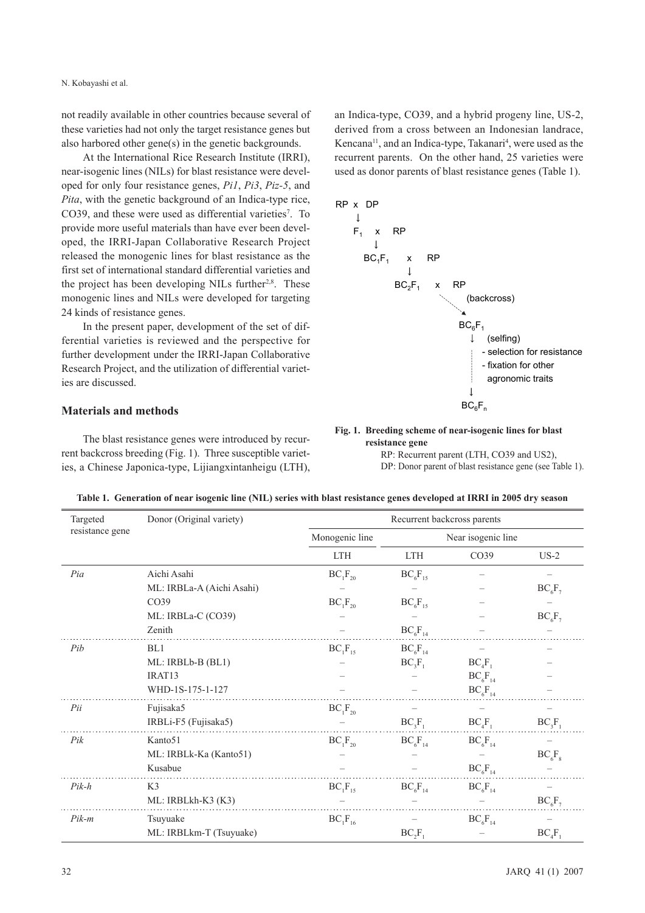not readily available in other countries because several of these varieties had not only the target resistance genes but also harbored other gene(s) in the genetic backgrounds.

At the International Rice Research Institute (IRRI), near-isogenic lines (NILs) for blast resistance were developed for only four resistance genes, *Pi1*, *Pi3*, *Piz-5*, and *Pita*, with the genetic background of an Indica-type rice, CO39, and these were used as differential varieties[7]. To provide more useful materials than have ever been developed, the IRRI-Japan Collaborative Research Project released the monogenic lines for blast resistance as the first set of international standard differential varieties and the project has been developing NILs further[2,8]. These monogenic lines and NILs were developed for targeting 24 kinds of resistance genes.

In the present paper, development of the set of differential varieties is reviewed and the perspective for further development under the IRRI-Japan Collaborative Research Project, and the utilization of differential varieties are discussed.

## Materials and methods

The blast resistance genes were introduced by recurrent backcross breeding (Fig. 1). Three susceptible varieties, a Chinese Japonica-type, Lijiangxintanheigu (LTH), an Indica-type, CO39, and a hybrid progeny line, US-2, derived from a cross between an Indonesian landrace, Kencana[11], and an Indica-type, Takanari[4], were used as the recurrent parents. On the other hand, 25 varieties were used as donor parents of blast resistance genes (Table 1).

```
RP x DP
  ↓
  F1  x  RP
     ↓
     BC1F1  x  RP
          ↓
          BC2F1  x  RP
                 (backcross)
                    BC6F1
                    ↓  (selfing)
                       - selection for resistance
                       - fixation for other
                         agronomic traits
                    ↓
                    BC6Fn
```

**Fig. 1. Breeding scheme of near-isogenic lines for blast resistance gene**

RP: Recurrent parent (LTH, CO39 and US2),
DP: Donor parent of blast resistance gene (see Table 1).

**Table 1. Generation of near isogenic line (NIL) series with blast resistance genes developed at IRRI in 2005 dry season**

| Targeted resistance gene | Donor (Original variety) | Recurrent backcross parents | | | |
|---|---|---|---|---|---|
| | | Monogenic line | Near isogenic line | | |
| | | LTH | LTH | CO39 | US-2 |
| *Pia* | Aichi Asahi | $BC_1F_{20}$ | $BC_6F_{15}$ | – | – |
| | ML: IRBLa-A (Aichi Asahi) | – | – | – | $BC_6F_7$ |
| | CO39 | $BC_1F_{20}$ | $BC_6F_{15}$ | – | – |
| | ML: IRBLa-C (CO39) | – | – | – | $BC_6F_7$ |
| | Zenith | – | $BC_6F_{14}$ | – | – |
| *Pib* | BL1 | $BC_1F_{15}$ | $BC_6F_{14}$ | – | – |
| | ML: IRBLb-B (BL1) | – | $BC_3F_1$ | $BC_4F_1$ | – |
| | IRAT13 | – | – | $BC_6F_{14}$ | – |
| | WHD-1S-175-1-127 | – | – | $BC_6F_{14}$ | – |
| *Pii* | Fujisaka5 | $BC_1F_{20}$ | – | – | – |
| | IRBLi-F5 (Fujisaka5) | – | $BC_3F_1$ | $BC_4F_1$ | $BC_3F_1$ |
| *Pik* | Kanto51 | $BC_1F_{20}$ | $BC_6F_{14}$ | $BC_6F_{14}$ | – |
| | ML: IRBLk-Ka (Kanto51) | – | – | – | $BC_6F_8$ |
| | Kusabue | – | – | $BC_6F_{14}$ | – |
| *Pik-h* | K3 | $BC_1F_{15}$ | $BC_6F_{14}$ | $BC_6F_{14}$ | – |
| | ML: IRBLkh-K3 (K3) | – | – | – | $BC_6F_7$ |
| *Pik-m* | Tsuyuake | $BC_1F_{16}$ | – | $BC_6F_{14}$ | – |
| | ML: IRBLkm-T (Tsuyuake) | – | $BC_2F_1$ | – | $BC_4F_1$ |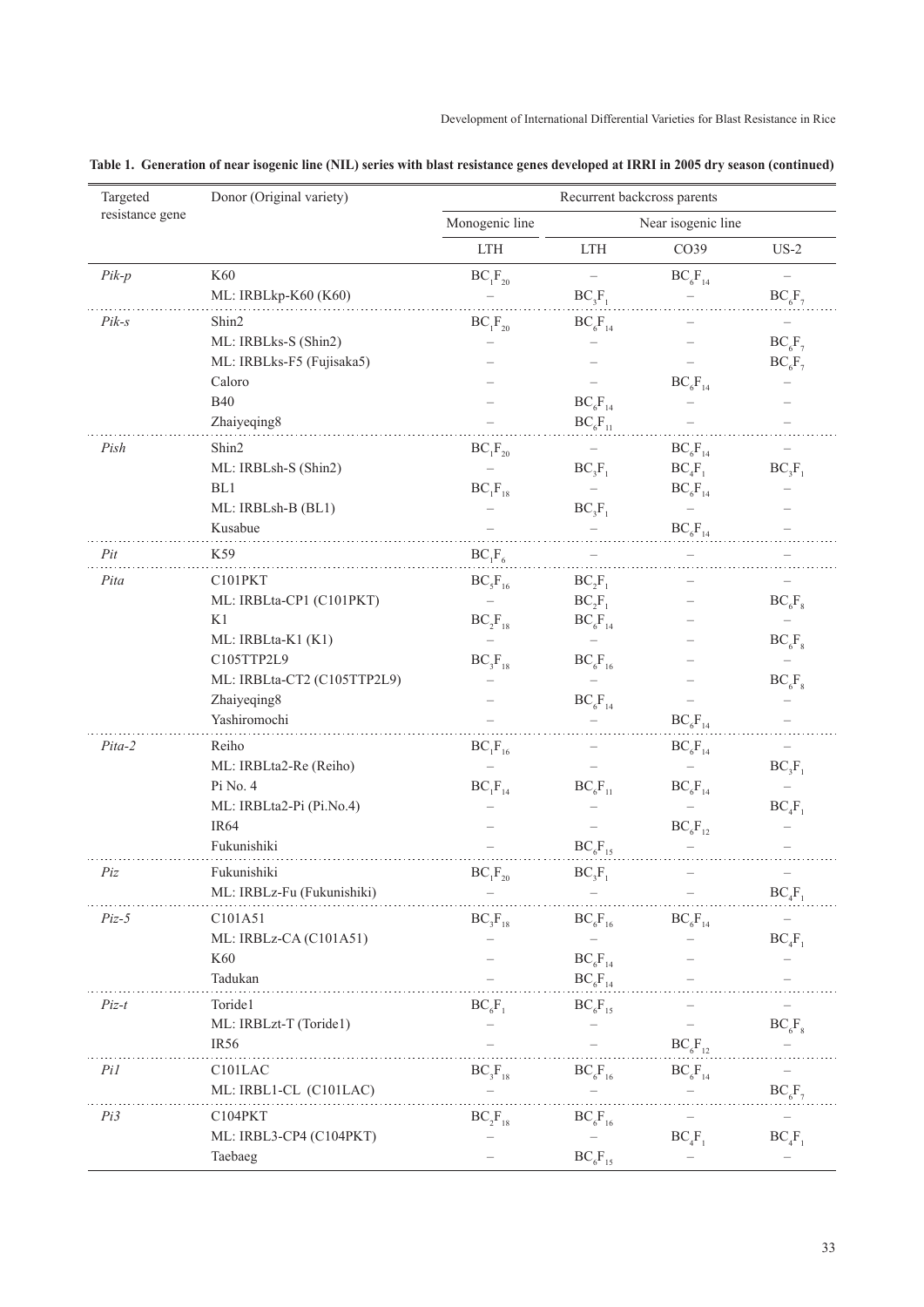**Table 1. Generation of near isogenic line (NIL) series with blast resistance genes developed at IRRI in 2005 dry season (continued)**

| Targeted resistance gene | Donor (Original variety) | Recurrent backcross parents | | | |
|---|---|---|---|---|---|
| | | Monogenic line | Near isogenic line | | |
| | | LTH | LTH | CO39 | US-2 |
| *Pik-p* | K60 | $BC_1F_{20}$ | – | $BC_6F_{14}$ | – |
| | ML: IRBLkp-K60 (K60) | – | $BC_3F_1$ | – | $BC_6F_7$ |
| *Pik-s* | Shin2 | $BC_1F_{20}$ | $BC_6F_{14}$ | – | – |
| | ML: IRBLks-S (Shin2) | – | – | – | $BC_6F_7$ |
| | ML: IRBLks-F5 (Fujisaka5) | – | – | – | $BC_6F_7$ |
| | Caloro | – | – | $BC_6F_{14}$ | – |
| | B40 | – | $BC_6F_{14}$ | – | – |
| | Zhaiyeqing8 | – | $BC_6F_{11}$ | – | – |
| *Pish* | Shin2 | $BC_1F_{20}$ | – | $BC_6F_{14}$ | – |
| | ML: IRBLsh-S (Shin2) | – | $BC_3F_1$ | $BC_4F_1$ | $BC_3F_1$ |
| | BL1 | $BC_1F_{18}$ | – | $BC_6F_{14}$ | – |
| | ML: IRBLsh-B (BL1) | – | $BC_3F_1$ | – | – |
| | Kusabue | – | – | $BC_6F_{14}$ | – |
| *Pit* | K59 | $BC_1F_6$ | – | – | – |
| *Pita* | C101PKT | $BC_5F_{16}$ | $BC_2F_1$ | – | – |
| | ML: IRBLta-CP1 (C101PKT) | – | $BC_2F_1$ | – | $BC_6F_8$ |
| | K1 | $BC_2F_{18}$ | $BC_6F_{14}$ | – | – |
| | ML: IRBLta-K1 (K1) | – | – | – | $BC_6F_8$ |
| | C105TTP2L9 | $BC_3F_{18}$ | $BC_6F_{16}$ | – | – |
| | ML: IRBLta-CT2 (C105TTP2L9) | – | – | – | $BC_6F_8$ |
| | Zhaiyeqing8 | – | $BC_6F_{14}$ | – | – |
| | Yashiromochi | – | – | $BC_6F_{14}$ | – |
| *Pita-2* | Reiho | $BC_1F_{16}$ | – | $BC_6F_{14}$ | – |
| | ML: IRBLta2-Re (Reiho) | – | – | – | $BC_3F_1$ |
| | Pi No. 4 | $BC_1F_{14}$ | $BC_6F_{11}$ | $BC_6F_{14}$ | – |
| | ML: IRBLta2-Pi (Pi.No.4) | – | – | – | $BC_4F_1$ |
| | IR64 | – | – | $BC_6F_{12}$ | – |
| | Fukunishiki | – | $BC_6F_{15}$ | – | – |
| *Piz* | Fukunishiki | $BC_1F_{20}$ | $BC_3F_1$ | – | – |
| | ML: IRBLz-Fu (Fukunishiki) | – | – | – | $BC_4F_1$ |
| *Piz-5* | C101A51 | $BC_3F_{18}$ | $BC_6F_{16}$ | $BC_6F_{14}$ | – |
| | ML: IRBLz-CA (C101A51) | – | – | – | $BC_4F_1$ |
| | K60 | – | $BC_6F_{14}$ | – | – |
| | Tadukan | – | $BC_6F_{14}$ | – | – |
| *Piz-t* | Toride1 | $BC_6F_1$ | $BC_6F_{15}$ | – | – |
| | ML: IRBLzt-T (Toride1) | – | – | – | $BC_6F_8$ |
| | IR56 | – | – | $BC_6F_{12}$ | – |
| *Pi1* | C101LAC | $BC_3F_{18}$ | $BC_6F_{16}$ | $BC_6F_{14}$ | – |
| | ML: IRBL1-CL (C101LAC) | – | – | – | $BC_6F_7$ |
| *Pi3* | C104PKT | $BC_2F_{18}$ | $BC_6F_{16}$ | – | – |
| | ML: IRBL3-CP4 (C104PKT) | – | – | $BC_4F_1$ | $BC_4F_1$ |
| | Taebaeg | – | $BC_6F_{15}$ | – | – |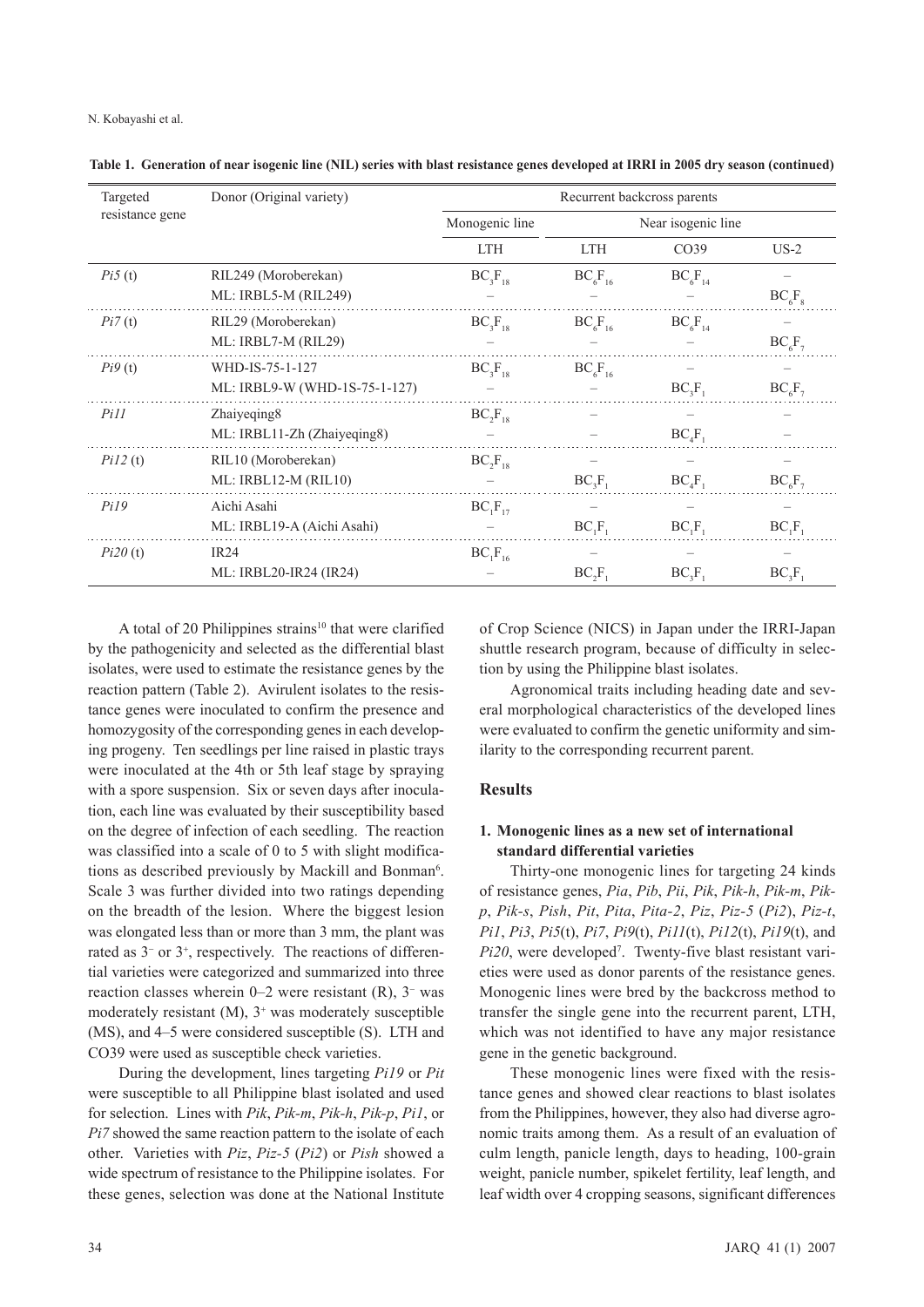**Table 1. Generation of near isogenic line (NIL) series with blast resistance genes developed at IRRI in 2005 dry season (continued)**

| Targeted resistance gene | Donor (Original variety) | Recurrent backcross parents | | | |
|---|---|---|---|---|---|
| | | Monogenic line | Near isogenic line | | |
| | | LTH | LTH | CO39 | US-2 |
| *Pi5* (t) | RIL249 (Moroberekan) | $BC_3F_{18}$ | $BC_6F_{16}$ | $BC_6F_{14}$ | – |
| | ML: IRBL5-M (RIL249) | – | – | – | $BC_6F_8$ |
| *Pi7* (t) | RIL29 (Moroberekan) | $BC_3F_{18}$ | $BC_6F_{16}$ | $BC_6F_{14}$ | – |
| | ML: IRBL7-M (RIL29) | – | – | – | $BC_6F_7$ |
| *Pi9* (t) | WHD-IS-75-1-127 | $BC_3F_{18}$ | $BC_6F_{16}$ | – | – |
| | ML: IRBL9-W (WHD-1S-75-1-127) | – | – | $BC_3F_1$ | $BC_6F_7$ |
| *Pi11* | Zhaiyeqing8 | $BC_2F_{18}$ | – | – | – |
| | ML: IRBL11-Zh (Zhaiyeqing8) | – | – | $BC_4F_1$ | – |
| *Pi12* (t) | RIL10 (Moroberekan) | $BC_2F_{18}$ | – | – | – |
| | ML: IRBL12-M (RIL10) | – | $BC_3F_1$ | $BC_4F_1$ | $BC_6F_7$ |
| *Pi19* | Aichi Asahi | $BC_1F_{17}$ | – | – | – |
| | ML: IRBL19-A (Aichi Asahi) | – | $BC_1F_1$ | $BC_1F_1$ | $BC_1F_1$ |
| *Pi20* (t) | IR24 | $BC_1F_{16}$ | – | – | – |
| | ML: IRBL20-IR24 (IR24) | – | $BC_2F_1$ | $BC_3F_1$ | $BC_3F_1$ |

A total of 20 Philippines strains[10] that were clarified by the pathogenicity and selected as the differential blast isolates, were used to estimate the resistance genes by the reaction pattern (Table 2). Avirulent isolates to the resistance genes were inoculated to confirm the presence and homozygosity of the corresponding genes in each developing progeny. Ten seedlings per line raised in plastic trays were inoculated at the 4th or 5th leaf stage by spraying with a spore suspension. Six or seven days after inoculation, each line was evaluated by their susceptibility based on the degree of infection of each seedling. The reaction was classified into a scale of 0 to 5 with slight modifications as described previously by Mackill and Bonman[6]. Scale 3 was further divided into two ratings depending on the breadth of the lesion. Where the biggest lesion was elongated less than or more than 3 mm, the plant was rated as $3^-$ or $3^+$, respectively. The reactions of differential varieties were categorized and summarized into three reaction classes wherein 0–2 were resistant (R), $3^-$ was moderately resistant (M), $3^+$ was moderately susceptible (MS), and 4–5 were considered susceptible (S). LTH and CO39 were used as susceptible check varieties.

During the development, lines targeting *Pi19* or *Pit* were susceptible to all Philippine blast isolated and used for selection. Lines with *Pik*, *Pik-m*, *Pik-h*, *Pik-p*, *Pi1*, or *Pi7* showed the same reaction pattern to the isolate of each other. Varieties with *Piz*, *Piz-5* (*Pi2*) or *Pish* showed a wide spectrum of resistance to the Philippine isolates. For these genes, selection was done at the National Institute of Crop Science (NICS) in Japan under the IRRI-Japan shuttle research program, because of difficulty in selection by using the Philippine blast isolates.

Agronomical traits including heading date and several morphological characteristics of the developed lines were evaluated to confirm the genetic uniformity and similarity to the corresponding recurrent parent.

## Results

### 1. Monogenic lines as a new set of international standard differential varieties

Thirty-one monogenic lines for targeting 24 kinds of resistance genes, *Pia*, *Pib*, *Pii*, *Pik*, *Pik-h*, *Pik-m*, *Pik-p*, *Pik-s*, *Pish*, *Pit*, *Pita*, *Pita-2*, *Piz*, *Piz-5* (*Pi2*), *Piz-t*, *Pi1*, *Pi3*, *Pi5*(t), *Pi7*, *Pi9*(t), *Pi11*(t), *Pi12*(t), *Pi19*(t), and *Pi20*, were developed[7]. Twenty-five blast resistant varieties were used as donor parents of the resistance genes. Monogenic lines were bred by the backcross method to transfer the single gene into the recurrent parent, LTH, which was not identified to have any major resistance gene in the genetic background.

These monogenic lines were fixed with the resistance genes and showed clear reactions to blast isolates from the Philippines, however, they also had diverse agronomic traits among them. As a result of an evaluation of culm length, panicle length, days to heading, 100-grain weight, panicle number, spikelet fertility, leaf length, and leaf width over 4 cropping seasons, significant differences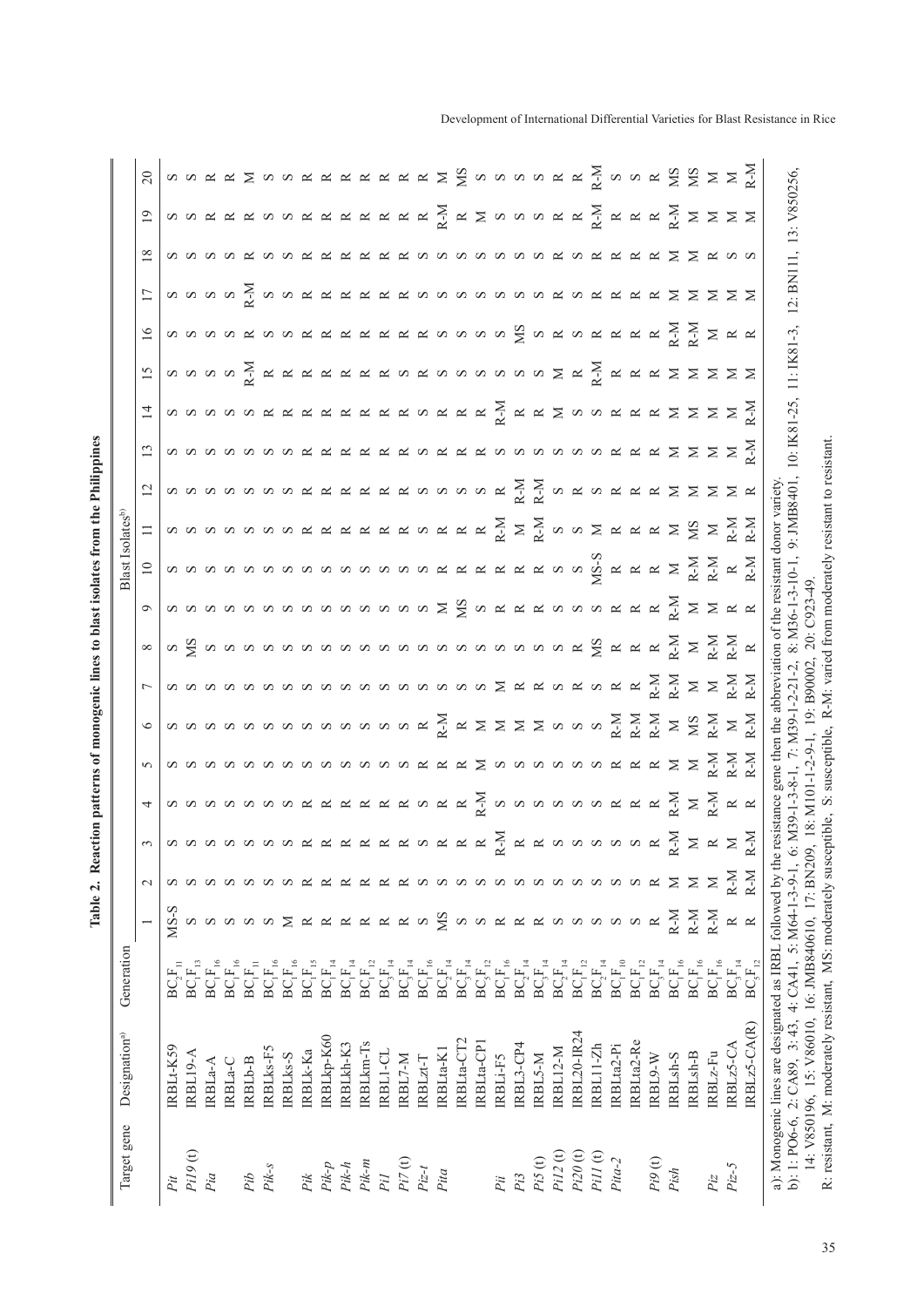**Table 2. Reaction patterns of monogenic lines to blast isolates from the Philippines**

| Target gene | Designation[a)] | Generation | Blast Isolates[b)] 1 | 2 | 3 | 4 | 5 | 6 | 7 | 8 | 9 | 10 | 11 | 12 | 13 | 14 | 15 | 16 | 17 | 18 | 19 | 20 |
|---|---|---|---|---|---|---|---|---|---|---|---|---|---|---|---|---|---|---|---|---|---|---|
| *Pit* | IRBLt-K59 | $BC_2F_{11}$ | MS-S | S | S | S | S | S | S | S | S | S | S | S | S | S | S | S | S | S | S | S |
| *Pi19* (t) | IRBL19-A | $BC_1F_{13}$ | S | S | S | S | S | S | S | MS | S | S | S | S | S | S | S | S | S | S | S | S |
| *Pia* | IRBLa-A | $BC_1F_{16}$ | S | S | S | S | S | S | S | S | S | S | S | S | S | S | S | S | S | S | R | R |
| | IRBLa-C | $BC_1F_{16}$ | S | S | S | S | S | S | S | S | S | S | S | S | S | S | S | S | S | S | R | R |
| *Pib* | IRBLb-B | $BC_1F_{11}$ | S | S | S | S | S | S | S | S | S | S | S | S | S | S | R-M | R | R-M | R | R | M |
| *Pik-s* | IRBLks-F5 | $BC_1F_{16}$ | S | S | S | S | S | S | S | S | S | S | S | S | S | R | R | S | S | S | S | S |
| | IRBLks-S | $BC_1F_{16}$ | M | S | S | S | S | S | S | S | S | S | S | S | S | R | R | S | S | S | S | S |
| *Pik* | IRBLk-Ka | $BC_1F_{15}$ | R | R | R | R | S | S | S | S | S | S | R | R | R | R | R | R | R | R | R | R |
| *Pik-p* | IRBLkp-K60 | $BC_1F_{14}$ | R | R | R | R | S | S | S | S | S | S | R | R | R | R | R | R | R | R | R | R |
| *Pik-h* | IRBLkh-K3 | $BC_1F_{14}$ | R | R | R | R | S | S | S | S | S | S | R | R | R | R | R | R | R | R | R | R |
| *Pik-m* | IRBLkm-Ts | $BC_1F_{12}$ | R | R | R | R | S | S | S | S | S | S | R | R | R | R | R | R | R | R | R | R |
| *Pi1* | IRBL1-CL | $BC_3F_{14}$ | R | R | R | R | S | S | S | S | S | S | R | R | R | R | R | R | R | R | R | R |
| *Pi7* (t) | IRBL7-M | $BC_3F_{14}$ | R | R | R | R | S | S | S | S | S | S | R | R | R | R | S | R | R | R | R | R |
| *Piz-t* | IRBLzt-T | $BC_1F_{16}$ | S | S | S | S | R | R | S | S | S | S | S | S | S | S | R | R | S | S | R | R |
| *Pita* | IRBLta-K1 | $BC_2F_{14}$ | MS | S | R | R | R | R-M | S | S | M | R | R | S | R | R | S | S | S | S | R-M | M |
| | IRBLta-CT2 | $BC_3F_{14}$ | S | S | R | R | M | R | S | S | MS | R | R | S | R | R | S | S | S | S | R | MS |
| | IRBLta-CP1 | $BC_3F_{12}$ | S | S | R | R-M | M | M | S | S | S | R | R | S | R | R | S | S | S | S | M | S |
| *Pii* | IRBLi-F5 | $BC_1F_{16}$ | R | S | R-M | S | S | M | M | S | R | R | R-M | R | S | R-M | S | S | S | S | S | S |
| *Pi3* | IRBL3-CP4 | $BC_2F_{14}$ | R | S | R | S | S | M | R | S | R | R | M | R-M | S | R | S | MS | S | S | S | S |
| *Pi5* (t) | IRBL5-M | $BC_3F_{14}$ | R | S | R | S | S | M | R | S | R | R-M | R-M | R-M | S | R | S | S | S | S | S | S |
| *Pi12* (t) | IRBL12-M | $BC_2F_{14}$ | S | S | S | S | S | S | S | S | S | S | S | S | S | M | M | R | R | S | R | R |
| *Pi20* (t) | IRBL20-IR24 | $BC_1F_{12}$ | S | S | S | S | S | S | R | R | S | S | S | R | S | S | R | R | S | S | R | R |
| *Pi11* (t) | IRBL11-Zh | $BC_2F_{14}$ | S | S | S | S | S | S | S | MS | S | MS-S | M | S | S | S | R-M | R | R | R | R-M | R-M |
| *Pita-2* | IRBLta2-Pi | $BC_1F_{10}$ | S | S | S | R | R | R-M | R | R | R | R | R | R | R | R | R | R | R | R | R | S |
| | IRBLta2-Re | $BC_1F_{12}$ | S | S | S | R | R | R-M | R | R | R | R | R | R | R | R | R | R | R | R | R | S |
| *Pi9* (t) | IRBL9-W | $BC_3F_{14}$ | R | R | R | R | R | R-M | R-M | R | R | R | R | R | R | R | R | R | R | R | R | R |
| *Pish* | IRBLsh-S | $BC_1F_{16}$ | R-M | M | R-M | R-M | M | M | R-M | R-M | R-M | M | M | M | M | M | M | R-M | M | M | R-M | MS |
| | IRBLsh-B | $BC_1F_{16}$ | R-M | M | M | M | M | MS | M | M | M | R-M | MS | M | M | M | M | R-M | M | M | M | MS |
| *Piz* | IRBLz-Fu | $BC_1F_{16}$ | R-M | M | R | R-M | R-M | R-M | M | R-M | M | R-M | M | M | M | M | M | M | M | R | M | M |
| *Piz-5* | IRBLz5-CA | $BC_3F_{14}$ | R | R-M | M | R | R-M | M | R-M | R-M | R | R | R-M | M | M | M | M | R | M | S | M | M |
| | IRBLz5-CA(R) | $BC_5F_{12}$ | R | R-M | R-M | R | R-M | R-M | R-M | R | R | R-M | R-M | R | R-M | R-M | M | R | M | S | M | R-M |

a): Monogenic lines are designated as IRBL followed by the resistance gene then the abbreviation of the resistant donor variety.
b): 1: PO6-6, 2: CA89, 3: 43, 4: CA41, 5: M64-1-3-9-1, 6: M39-1-3-8-1, 7: M39-1-2-21-2, 8: M36-1-3-10-1, 9: JMB8401, 10: IK81-25, 11: IK81-3, 12: BN111, 13: V850256, 14: V850196, 15: V86010, 16: JMB840610, 17: BN209, 18: M101-1-2-9-1, 19: B90002, 20: C923-49.
R: resistant, M: moderately resistant, MS: moderately susceptible, S: susceptible, R-M: varied from moderately resistant to resistant.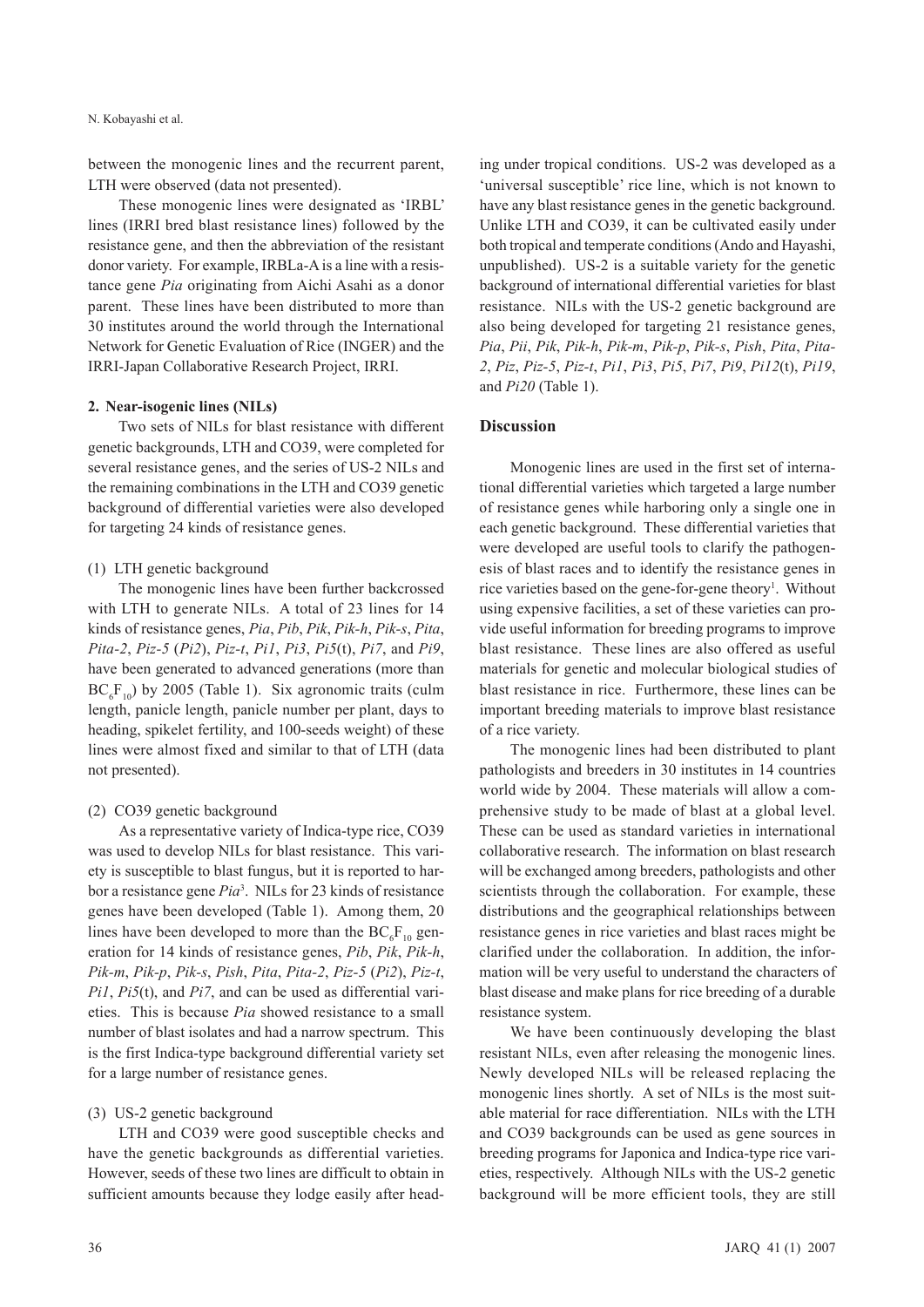between the monogenic lines and the recurrent parent, LTH were observed (data not presented).

These monogenic lines were designated as 'IRBL' lines (IRRI bred blast resistance lines) followed by the resistance gene, and then the abbreviation of the resistant donor variety. For example, IRBLa-A is a line with a resistance gene *Pia* originating from Aichi Asahi as a donor parent. These lines have been distributed to more than 30 institutes around the world through the International Network for Genetic Evaluation of Rice (INGER) and the IRRI-Japan Collaborative Research Project, IRRI.

### 2. Near-isogenic lines (NILs)

Two sets of NILs for blast resistance with different genetic backgrounds, LTH and CO39, were completed for several resistance genes, and the series of US-2 NILs and the remaining combinations in the LTH and CO39 genetic background of differential varieties were also developed for targeting 24 kinds of resistance genes.

#### (1) LTH genetic background

The monogenic lines have been further backcrossed with LTH to generate NILs. A total of 23 lines for 14 kinds of resistance genes, *Pia*, *Pib*, *Pik*, *Pik-h*, *Pik-s*, *Pita*, *Pita-2*, *Piz-5* (*Pi2*), *Piz-t*, *Pi1*, *Pi3*, *Pi5*(t), *Pi7*, and *Pi9*, have been generated to advanced generations (more than $BC_6F_{10}$) by 2005 (Table 1). Six agronomic traits (culm length, panicle length, panicle number per plant, days to heading, spikelet fertility, and 100-seeds weight) of these lines were almost fixed and similar to that of LTH (data not presented).

#### (2) CO39 genetic background

As a representative variety of Indica-type rice, CO39 was used to develop NILs for blast resistance. This variety is susceptible to blast fungus, but it is reported to harbor a resistance gene *Pia*[3]. NILs for 23 kinds of resistance genes have been developed (Table 1). Among them, 20 lines have been developed to more than the $BC_6F_{10}$ generation for 14 kinds of resistance genes, *Pib*, *Pik*, *Pik-h*, *Pik-m*, *Pik-p*, *Pik-s*, *Pish*, *Pita*, *Pita-2*, *Piz-5* (*Pi2*), *Piz-t*, *Pi1*, *Pi5*(t), and *Pi7*, and can be used as differential varieties. This is because *Pia* showed resistance to a small number of blast isolates and had a narrow spectrum. This is the first Indica-type background differential variety set for a large number of resistance genes.

#### (3) US-2 genetic background

LTH and CO39 were good susceptible checks and have the genetic backgrounds as differential varieties. However, seeds of these two lines are difficult to obtain in sufficient amounts because they lodge easily after heading under tropical conditions. US-2 was developed as a 'universal susceptible' rice line, which is not known to have any blast resistance genes in the genetic background. Unlike LTH and CO39, it can be cultivated easily under both tropical and temperate conditions (Ando and Hayashi, unpublished). US-2 is a suitable variety for the genetic background of international differential varieties for blast resistance. NILs with the US-2 genetic background are also being developed for targeting 21 resistance genes, *Pia*, *Pii*, *Pik*, *Pik-h*, *Pik-m*, *Pik-p*, *Pik-s*, *Pish*, *Pita*, *Pita-2*, *Piz*, *Piz-5*, *Piz-t*, *Pi1*, *Pi3*, *Pi5*, *Pi7*, *Pi9*, *Pi12*(t), *Pi19*, and *Pi20* (Table 1).

## Discussion

Monogenic lines are used in the first set of international differential varieties which targeted a large number of resistance genes while harboring only a single one in each genetic background. These differential varieties that were developed are useful tools to clarify the pathogenesis of blast races and to identify the resistance genes in rice varieties based on the gene-for-gene theory[1]. Without using expensive facilities, a set of these varieties can provide useful information for breeding programs to improve blast resistance. These lines are also offered as useful materials for genetic and molecular biological studies of blast resistance in rice. Furthermore, these lines can be important breeding materials to improve blast resistance of a rice variety.

The monogenic lines had been distributed to plant pathologists and breeders in 30 institutes in 14 countries world wide by 2004. These materials will allow a comprehensive study to be made of blast at a global level. These can be used as standard varieties in international collaborative research. The information on blast research will be exchanged among breeders, pathologists and other scientists through the collaboration. For example, these distributions and the geographical relationships between resistance genes in rice varieties and blast races might be clarified under the collaboration. In addition, the information will be very useful to understand the characters of blast disease and make plans for rice breeding of a durable resistance system.

We have been continuously developing the blast resistant NILs, even after releasing the monogenic lines. Newly developed NILs will be released replacing the monogenic lines shortly. A set of NILs is the most suitable material for race differentiation. NILs with the LTH and CO39 backgrounds can be used as gene sources in breeding programs for Japonica and Indica-type rice varieties, respectively. Although NILs with the US-2 genetic background will be more efficient tools, they are still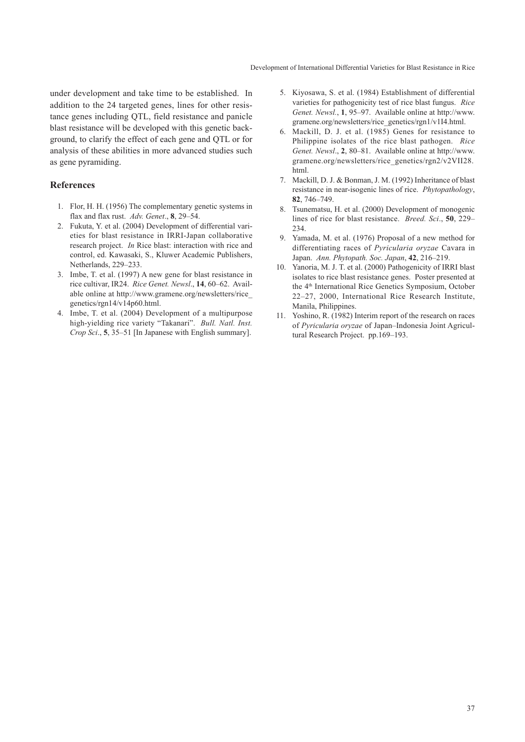under development and take time to be established. In addition to the 24 targeted genes, lines for other resistance genes including QTL, field resistance and panicle blast resistance will be developed with this genetic background, to clarify the effect of each gene and QTL or for analysis of these abilities in more advanced studies such as gene pyramiding.

## References

1. Flor, H. H. (1956) The complementary genetic systems in flax and flax rust. *Adv. Genet*., **8**, 29–54.
2. Fukuta, Y. et al. (2004) Development of differential varieties for blast resistance in IRRI-Japan collaborative research project. *In* Rice blast: interaction with rice and control, ed. Kawasaki, S., Kluwer Academic Publishers, Netherlands, 229–233.
3. Imbe, T. et al. (1997) A new gene for blast resistance in rice cultivar, IR24. *Rice Genet. Newsl*., **14**, 60–62. Available online at http://www.gramene.org/newsletters/rice_genetics/rgn14/v14p60.html.
4. Imbe, T. et al. (2004) Development of a multipurpose high-yielding rice variety "Takanari". *Bull. Natl. Inst. Crop Sci*., **5**, 35–51 [In Japanese with English summary].
5. Kiyosawa, S. et al. (1984) Establishment of differential varieties for pathogenicity test of rice blast fungus. *Rice Genet. Newsl.*, **1**, 95–97. Available online at http://www.gramene.org/newsletters/rice_genetics/rgn1/v1I4.html.
6. Mackill, D. J. et al. (1985) Genes for resistance to Philippine isolates of the rice blast pathogen. *Rice Genet. Newsl*., **2**, 80–81. Available online at http://www.gramene.org/newsletters/rice_genetics/rgn2/v2VII28.html.
7. Mackill, D. J. & Bonman, J. M. (1992) Inheritance of blast resistance in near-isogenic lines of rice. *Phytopathology*, **82**, 746–749.
8. Tsunematsu, H. et al. (2000) Development of monogenic lines of rice for blast resistance. *Breed. Sci*., **50**, 229–234.
9. Yamada, M. et al. (1976) Proposal of a new method for differentiating races of *Pyricularia oryzae* Cavara in Japan. *Ann. Phytopath. Soc. Japan*, **42**, 216–219.
10. Yanoria, M. J. T. et al. (2000) Pathogenicity of IRRI blast isolates to rice blast resistance genes. Poster presented at the 4th International Rice Genetics Symposium, October 22–27, 2000, International Rice Research Institute, Manila, Philippines.
11. Yoshino, R. (1982) Interim report of the research on races of *Pyricularia oryzae* of Japan–Indonesia Joint Agricultural Research Project. pp.169–193.